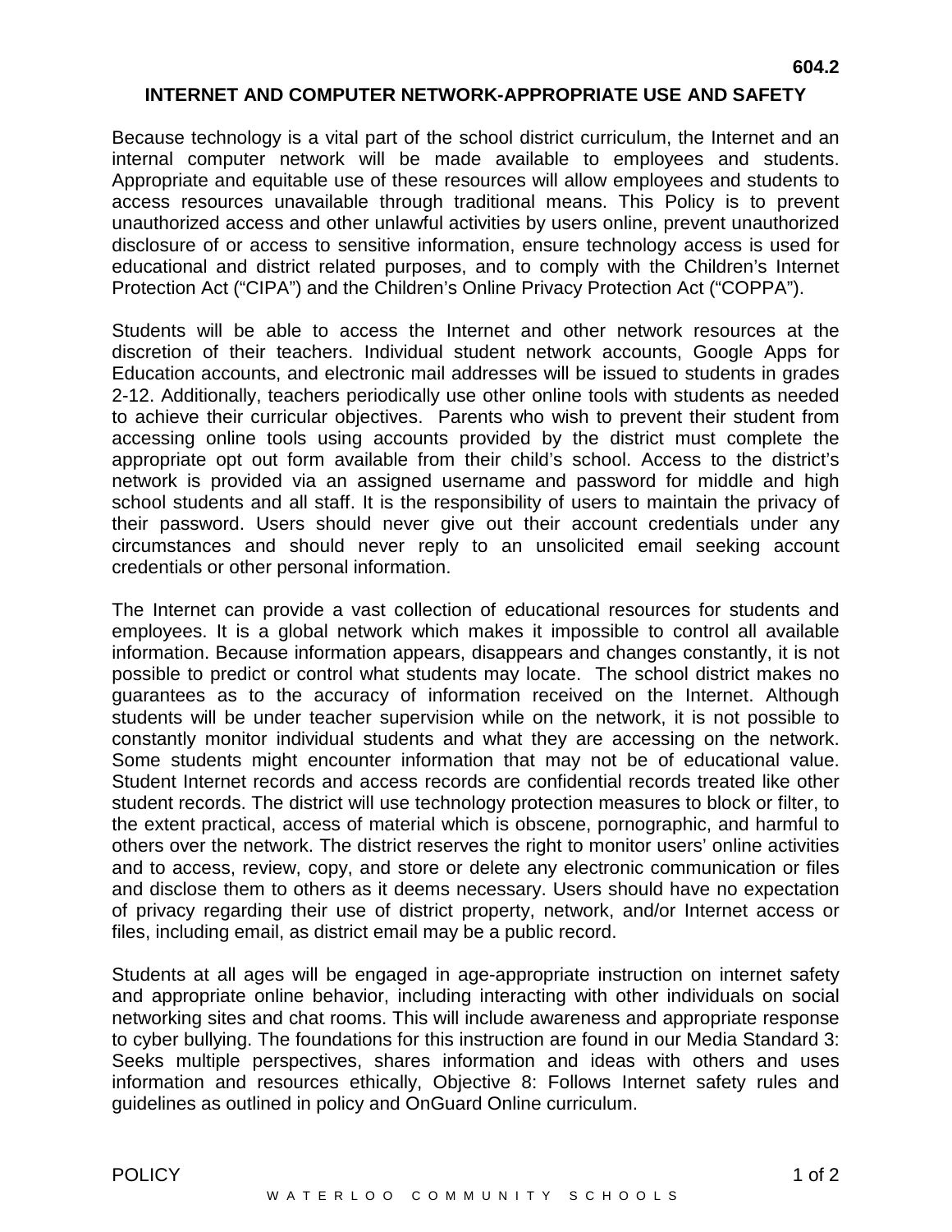604.2

# INTERNET AND COMPUTER NETWORK-APPROPRIATE USE AND SAFETY

Because technology is a vital part of the school district curriculum, the Internet and an internal computer network will be made available to employees and students. Appropriate and equitable use of these resources will allow employees and students to access resources unavailable through traditional means. This Policy is to prevent unauthorized access and other unlawful activities by users online, prevent unauthorized disclosure of or access to sensitive information, ensure technology access is used for educational and district related purposes, and to comply with the Children's Internet Protection Act ("CIPA") and the Children's Online Privacy Protection Act ("COPPA").

Students will be able to access the Internet and other network resources at the discretion of their teachers. Individual student network accounts, Google Apps for Education accounts, and electronic mail addresses will be issued to students in grades 2-12. Additionally, teachers periodically use other online tools with students as needed to achieve their curricular objectives. Parents who wish to prevent their student from accessing online tools using accounts provided by the district must complete the appropriate opt out form available from their child's school. Access to the district's network is provided via an assigned username and password for middle and high school students and all staff. It is the responsibility of users to maintain the privacy of their password. Users should never give out their account credentials under any circumstances and should never reply to an unsolicited email seeking account credentials or other personal information.

The Internet can provide a vast collection of educational resources for students and employees. It is a global network which makes it impossible to control all available information. Because information appears, disappears and changes constantly, it is not possible to predict or control what students may locate. The school district makes no guarantees as to the accuracy of information received on the Internet. Although students will be under teacher supervision while on the network, it is not possible to constantly monitor individual students and what they are accessing on the network. Some students might encounter information that may not be of educational value. Student Internet records and access records are confidential records treated like other student records. The district will use technology protection measures to block or filter, to the extent practical, access of material which is obscene, pornographic, and harmful to others over the network. The district reserves the right to monitor users' online activities and to access, review, copy, and store or delete any electronic communication or files and disclose them to others as it deems necessary. Users should have no expectation of privacy regarding their use of district property, network, and/or Internet access or files, including email, as district email may be a public record.

Students at all ages will be engaged in age-appropriate instruction on internet safety and appropriate online behavior, including interacting with other individuals on social networking sites and chat rooms. This will include awareness and appropriate response to cyber bullying. The foundations for this instruction are found in our Media Standard 3: Seeks multiple perspectives, shares information and ideas with others and uses information and resources ethically, Objective 8: Follows Internet safety rules and guidelines as outlined in policy and OnGuard Online curriculum.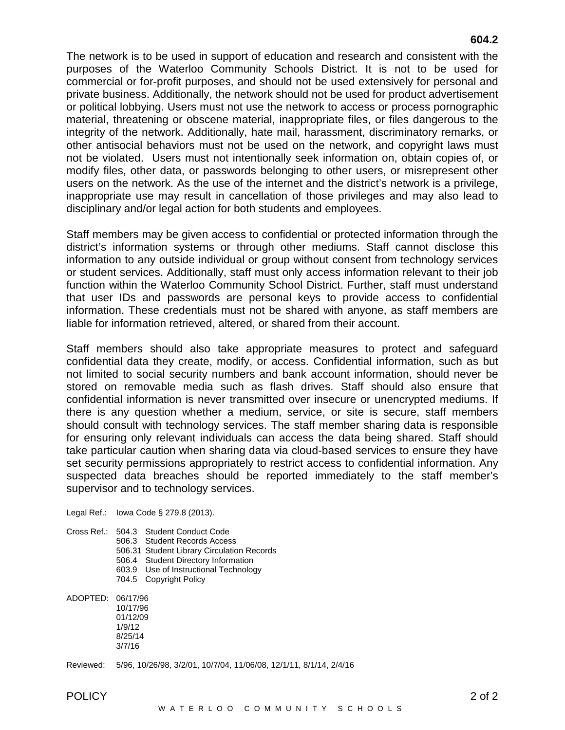The network is to be used in support of education and research and consistent with the purposes of the Waterloo Community Schools District. It is not to be used for commercial or for-profit purposes, and should not be used extensively for personal and private business. Additionally, the network should not be used for product advertisement or political lobbying. Users must not use the network to access or process pornographic material, threatening or obscene material, inappropriate files, or files dangerous to the integrity of the network. Additionally, hate mail, harassment, discriminatory remarks, or other antisocial behaviors must not be used on the network, and copyright laws must not be violated. Users must not intentionally seek information on, obtain copies of, or modify files, other data, or passwords belonging to other users, or misrepresent other users on the network. As the use of the internet and the district's network is a privilege, inappropriate use may result in cancellation of those privileges and may also lead to disciplinary and/or legal action for both students and employees.

Staff members may be given access to confidential or protected information through the district's information systems or through other mediums. Staff cannot disclose this information to any outside individual or group without consent from technology services or student services. Additionally, staff must only access information relevant to their job function within the Waterloo Community School District. Further, staff must understand that user IDs and passwords are personal keys to provide access to confidential information. These credentials must not be shared with anyone, as staff members are liable for information retrieved, altered, or shared from their account.

Staff members should also take appropriate measures to protect and safeguard confidential data they create, modify, or access. Confidential information, such as but not limited to social security numbers and bank account information, should never be stored on removable media such as flash drives. Staff should also ensure that confidential information is never transmitted over insecure or unencrypted mediums. If there is any question whether a medium, service, or site is secure, staff members should consult with technology services. The staff member sharing data is responsible for ensuring only relevant individuals can access the data being shared. Staff should take particular caution when sharing data via cloud-based services to ensure they have set security permissions appropriately to restrict access to confidential information. Any suspected data breaches should be reported immediately to the staff member's supervisor and to technology services.

Legal Ref.: Iowa Code § 279.8 (2013).

Cross Ref.:
- 504.3 Student Conduct Code
- 506.3 Student Records Access
- 506.31 Student Library Circulation Records
- 506.4 Student Directory Information
- 603.9 Use of Instructional Technology
- 704.5 Copyright Policy

ADOPTED:
- 06/17/96
- 10/17/96
- 01/12/09
- 1/9/12
- 8/25/14
- 3/7/16

Reviewed: 5/96, 10/26/98, 3/2/01, 10/7/04, 11/06/08, 12/1/11, 8/1/14, 2/4/16